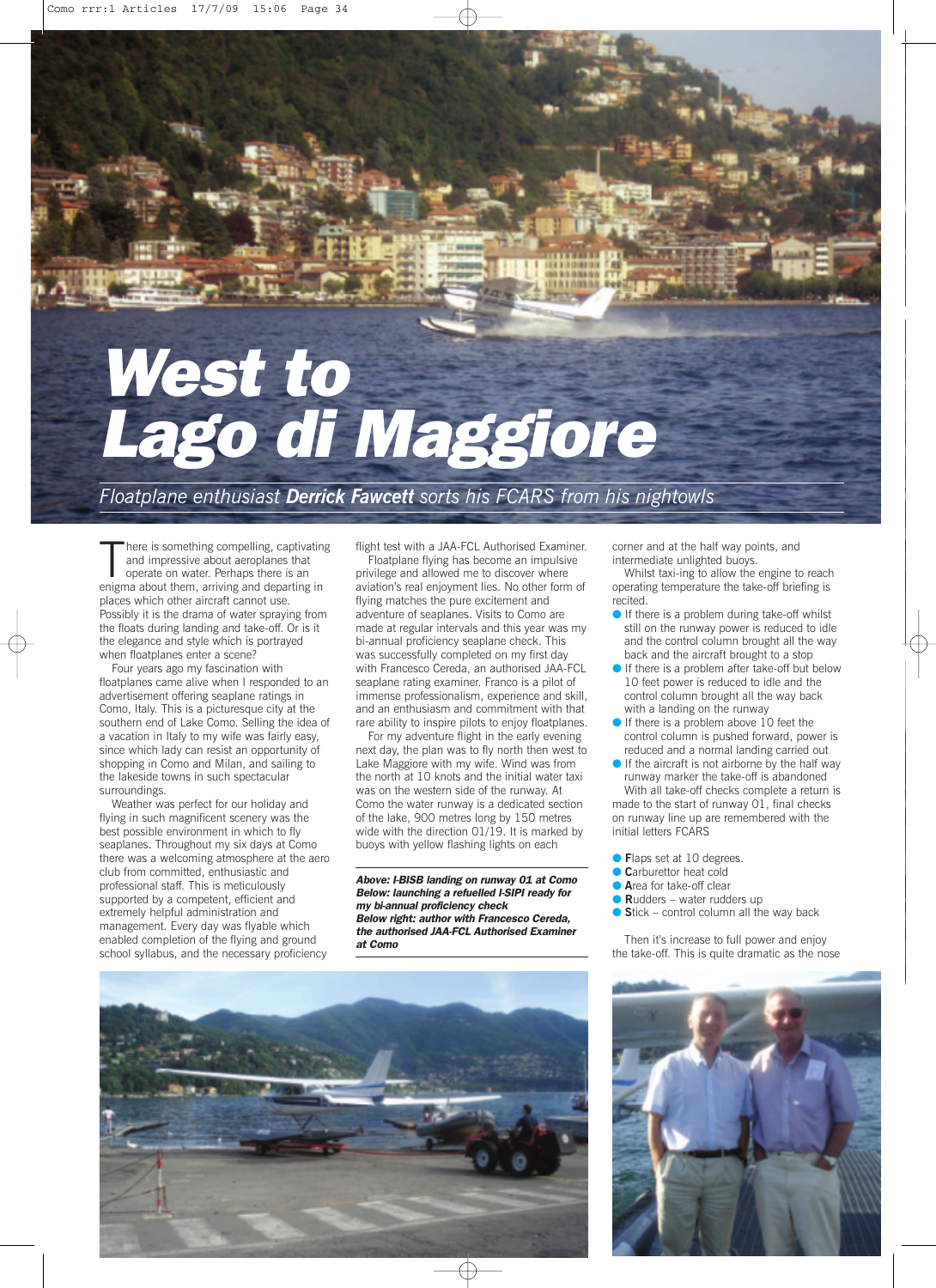// Fine-scale print-shop line at top ("Como rrr:1 Articles 17/7/09 15:06 Page 34") is printer slug; omit.

# West to Lago di Maggiore

*Floatplane enthusiast **Derrick Fawcett** sorts his FCARS from his nightowls*

There is something compelling, captivating and impressive about aeroplanes that operate on water. Perhaps there is an enigma about them, arriving and departing in places which other aircraft cannot use. Possibly it is the drama of water spraying from the floats during landing and take-off. Or is it the elegance and style which is portrayed when floatplanes enter a scene?

Four years ago my fascination with floatplanes came alive when I responded to an advertisement offering seaplane ratings in Como, Italy. This is a picturesque city at the southern end of Lake Como. Selling the idea of a vacation in Italy to my wife was fairly easy, since which lady can resist an opportunity of shopping in Como and Milan, and sailing to the lakeside towns in such spectacular surroundings.

Weather was perfect for our holiday and flying in such magnificent scenery was the best possible environment in which to fly seaplanes. Throughout my six days at Como there was a welcoming atmosphere at the aero club from committed, enthusiastic and professional staff. This is meticulously supported by a competent, efficient and extremely helpful administration and management. Every day was flyable which enabled completion of the flying and ground school syllabus, and the necessary proficiency flight test with a JAA-FCL Authorised Examiner.

Floatplane flying has become an impulsive privilege and allowed me to discover where aviation's real enjoyment lies. No other form of flying matches the pure excitement and adventure of seaplanes. Visits to Como are made at regular intervals and this year was my bi-annual proficiency seaplane check. This was successfully completed on my first day with Francesco Cereda, an authorised JAA-FCL seaplane rating examiner. Franco is a pilot of immense professionalism, experience and skill, and an enthusiasm and commitment with that rare ability to inspire pilots to enjoy floatplanes.

For my adventure flight in the early evening next day, the plan was to fly north then west to Lake Maggiore with my wife. Wind was from the north at 10 knots and the initial water taxi was on the western side of the runway. At Como the water runway is a dedicated section of the lake, 900 metres long by 150 metres wide with the direction 01/19. It is marked by buoys with yellow flashing lights on each corner and at the half way points, and intermediate unlighted buoys.

***Above: I-BISB landing on runway 01 at Como***
***Below: launching a refuelled I-SIPI ready for my bi-annual proficiency check***
***Below right: author with Francesco Cereda, the authorised JAA-FCL Authorised Examiner at Como***

Whilst taxi-ing to allow the engine to reach operating temperature the take-off briefing is recited.

- If there is a problem during take-off whilst still on the runway power is reduced to idle and the control column brought all the way back and the aircraft brought to a stop
- If there is a problem after take-off but below 10 feet power is reduced to idle and the control column brought all the way back with a landing on the runway
- If there is a problem above 10 feet the control column is pushed forward, power is reduced and a normal landing carried out
- If the aircraft is not airborne by the half way runway marker the take-off is abandoned

With all take-off checks complete a return is made to the start of runway 01, final checks on runway line up are remembered with the initial letters FCARS

- **F**laps set at 10 degrees.
- **C**arburettor heat cold
- **A**rea for take-off clear
- **R**udders – water rudders up
- **S**tick – control column all the way back

Then it's increase to full power and enjoy the take-off. This is quite dramatic as the nose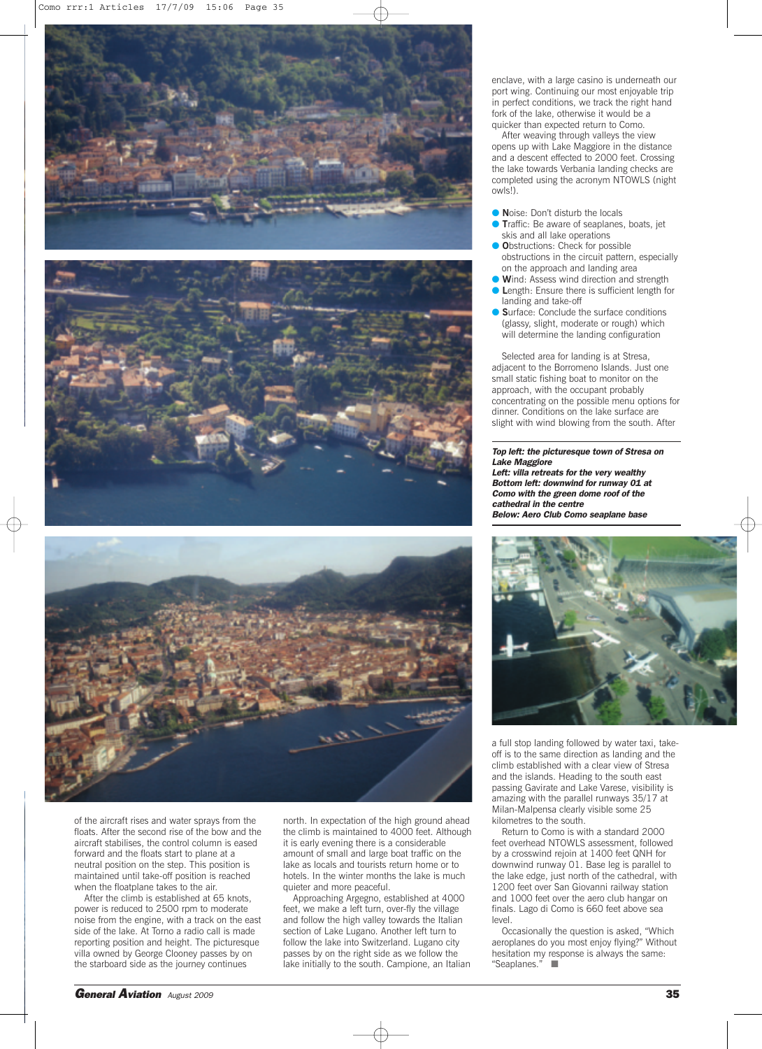of the aircraft rises and water sprays from the floats. After the second rise of the bow and the aircraft stabilises, the control column is eased forward and the floats start to plane at a neutral position on the step. This position is maintained until take-off position is reached when the floatplane takes to the air.

After the climb is established at 65 knots, power is reduced to 2500 rpm to moderate noise from the engine, with a track on the east side of the lake. At Torno a radio call is made reporting position and height. The picturesque villa owned by George Clooney passes by on the starboard side as the journey continues north. In expectation of the high ground ahead the climb is maintained to 4000 feet. Although it is early evening there is a considerable amount of small and large boat traffic on the lake as locals and tourists return home or to hotels. In the winter months the lake is much quieter and more peaceful.

Approaching Argegno, established at 4000 feet, we make a left turn, over-fly the village and follow the high valley towards the Italian section of Lake Lugano. Another left turn to follow the lake into Switzerland. Lugano city passes by on the right side as we follow the lake initially to the south. Campione, an Italian enclave, with a large casino is underneath our port wing. Continuing our most enjoyable trip in perfect conditions, we track the right hand fork of the lake, otherwise it would be a quicker than expected return to Como.

After weaving through valleys the view opens up with Lake Maggiore in the distance and a descent effected to 2000 feet. Crossing the lake towards Verbania landing checks are completed using the acronym NTOWLS (night owls!).

- **N**oise: Don't disturb the locals
- **T**raffic: Be aware of seaplanes, boats, jet skis and all lake operations
- **O**bstructions: Check for possible obstructions in the circuit pattern, especially on the approach and landing area
- **W**ind: Assess wind direction and strength
- **L**ength: Ensure there is sufficient length for landing and take-off
- **S**urface: Conclude the surface conditions (glassy, slight, moderate or rough) which will determine the landing configuration

Selected area for landing is at Stresa, adjacent to the Borromeno Islands. Just one small static fishing boat to monitor on the approach, with the occupant probably concentrating on the possible menu options for dinner. Conditions on the lake surface are slight with wind blowing from the south. After a full stop landing followed by water taxi, take-off is to the same direction as landing and the climb established with a clear view of Stresa and the islands. Heading to the south east passing Gavirate and Lake Varese, visibility is amazing with the parallel runways 35/17 at Milan-Malpensa clearly visible some 25 kilometres to the south.

Return to Como is with a standard 2000 feet overhead NTOWLS assessment, followed by a crosswind rejoin at 1400 feet QNH for downwind runway 01. Base leg is parallel to the lake edge, just north of the cathedral, with 1200 feet over San Giovanni railway station and 1000 feet over the aero club hangar on finals. Lago di Como is 660 feet above sea level.

Occasionally the question is asked, "Which aeroplanes do you most enjoy flying?" Without hesitation my response is always the same: "Seaplanes." ■

***Top left: the picturesque town of Stresa on Lake Maggiore***
***Left: villa retreats for the very wealthy***
***Bottom left: downwind for runway 01 at Como with the green dome roof of the cathedral in the centre***
***Below: Aero Club Como seaplane base***